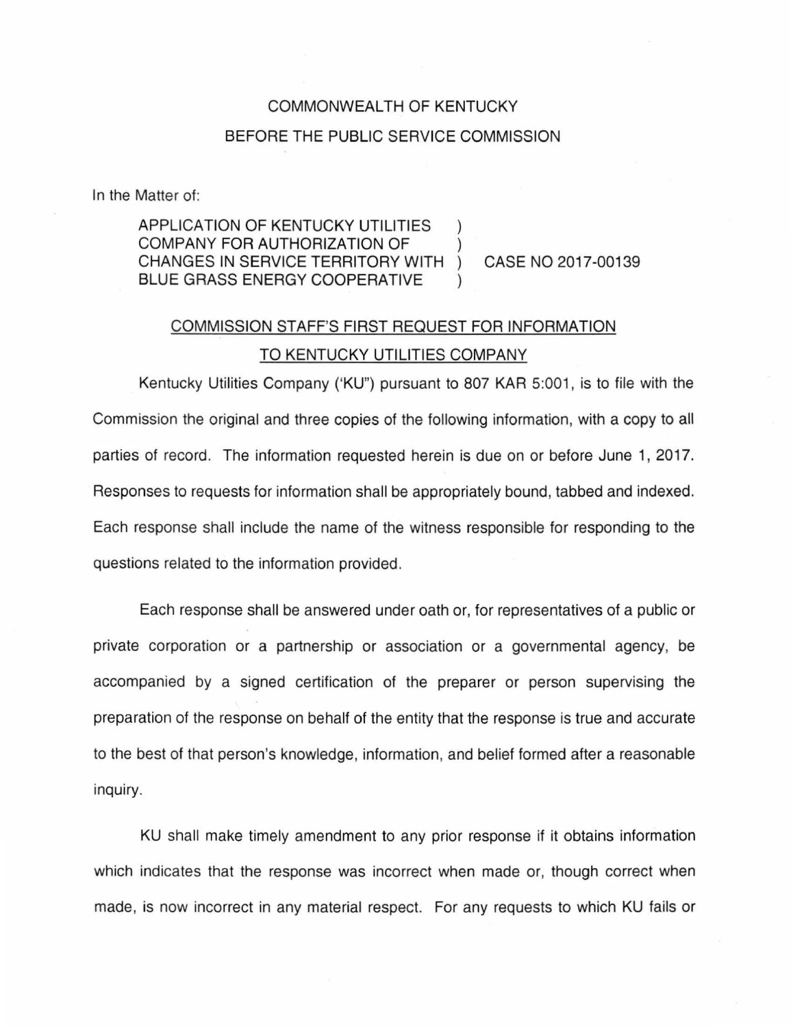COMMONWEALTH OF KENTUCKY

BEFORE THE PUBLIC SERVICE COMMISSION

In the Matter of:

| | | |
|---|---|---|
| APPLICATION OF KENTUCKY UTILITIES COMPANY FOR AUTHORIZATION OF CHANGES IN SERVICE TERRITORY WITH BLUE GRASS ENERGY COOPERATIVE | ) ) ) ) | CASE NO 2017-00139 |

## COMMISSION STAFF'S FIRST REQUEST FOR INFORMATION TO KENTUCKY UTILITIES COMPANY

Kentucky Utilities Company ('KU") pursuant to 807 KAR 5:001, is to file with the Commission the original and three copies of the following information, with a copy to all parties of record. The information requested herein is due on or before June 1, 2017. Responses to requests for information shall be appropriately bound, tabbed and indexed. Each response shall include the name of the witness responsible for responding to the questions related to the information provided.

Each response shall be answered under oath or, for representatives of a public or private corporation or a partnership or association or a governmental agency, be accompanied by a signed certification of the preparer or person supervising the preparation of the response on behalf of the entity that the response is true and accurate to the best of that person's knowledge, information, and belief formed after a reasonable inquiry.

KU shall make timely amendment to any prior response if it obtains information which indicates that the response was incorrect when made or, though correct when made, is now incorrect in any material respect. For any requests to which KU fails or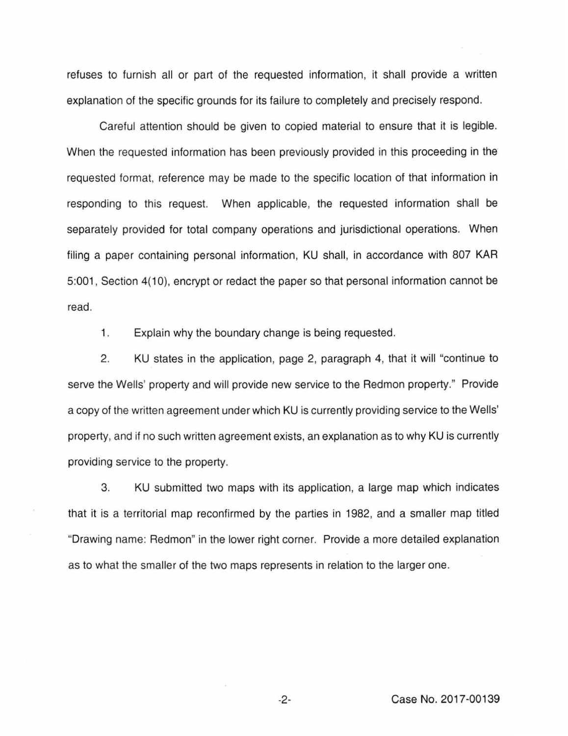refuses to furnish all or part of the requested information, it shall provide a written explanation of the specific grounds for its failure to completely and precisely respond.

Careful attention should be given to copied material to ensure that it is legible. When the requested information has been previously provided in this proceeding in the requested format, reference may be made to the specific location of that information in responding to this request. When applicable, the requested information shall be separately provided for total company operations and jurisdictional operations. When filing a paper containing personal information, KU shall, in accordance with 807 KAR 5:001, Section 4(10), encrypt or redact the paper so that personal information cannot be read.

1. Explain why the boundary change is being requested.

2. KU states in the application, page 2, paragraph 4, that it will "continue to serve the Wells' property and will provide new service to the Redmon property." Provide a copy of the written agreement under which KU is currently providing service to the Wells' property, and if no such written agreement exists, an explanation as to why KU is currently providing service to the property.

3. KU submitted two maps with its application, a large map which indicates that it is a territorial map reconfirmed by the parties in 1982, and a smaller map titled "Drawing name: Redmon" in the lower right corner. Provide a more detailed explanation as to what the smaller of the two maps represents in relation to the larger one.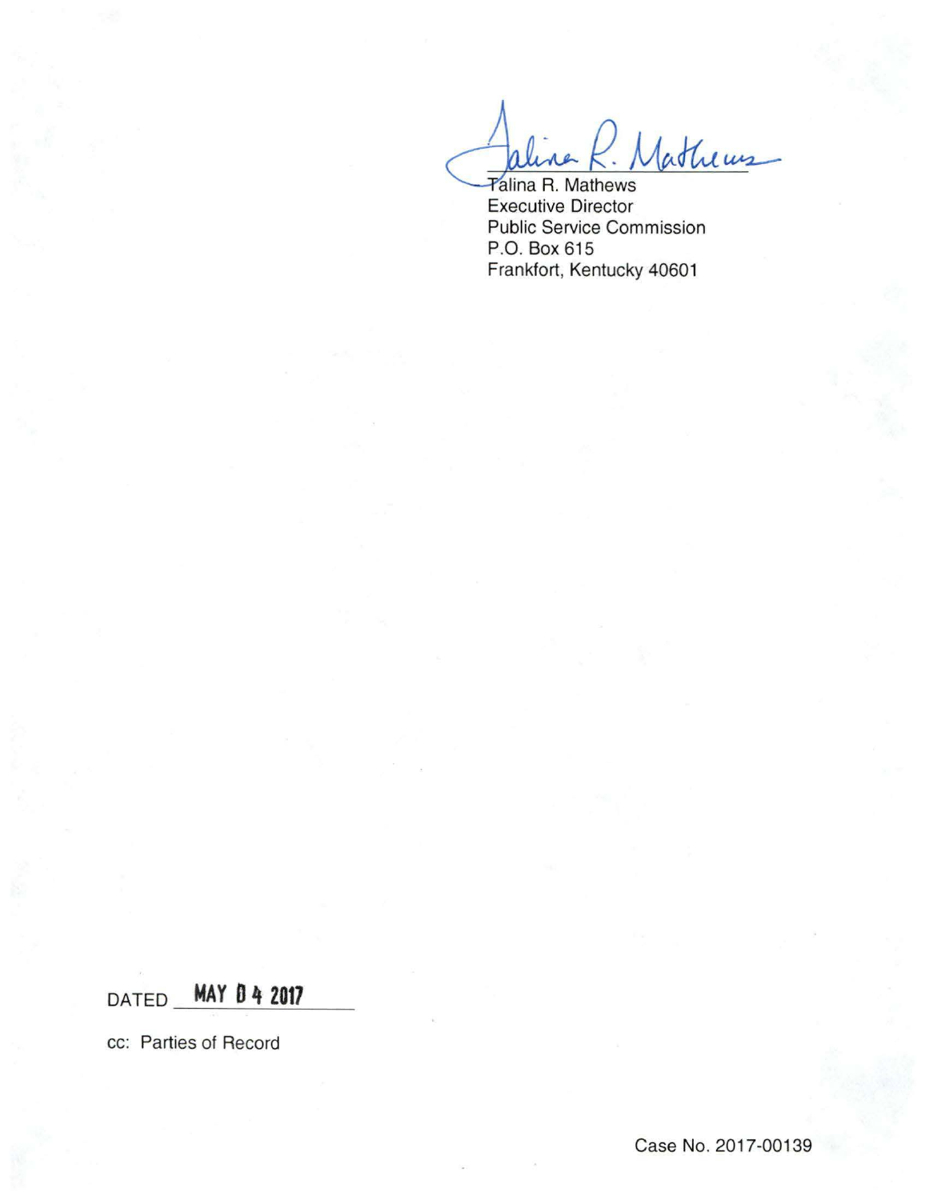Talina R. Mathews
Executive Director
Public Service Commission
P.O. Box 615
Frankfort, Kentucky 40601

DATED **MAY 04 2017**

cc: Parties of Record

Case No. 2017-00139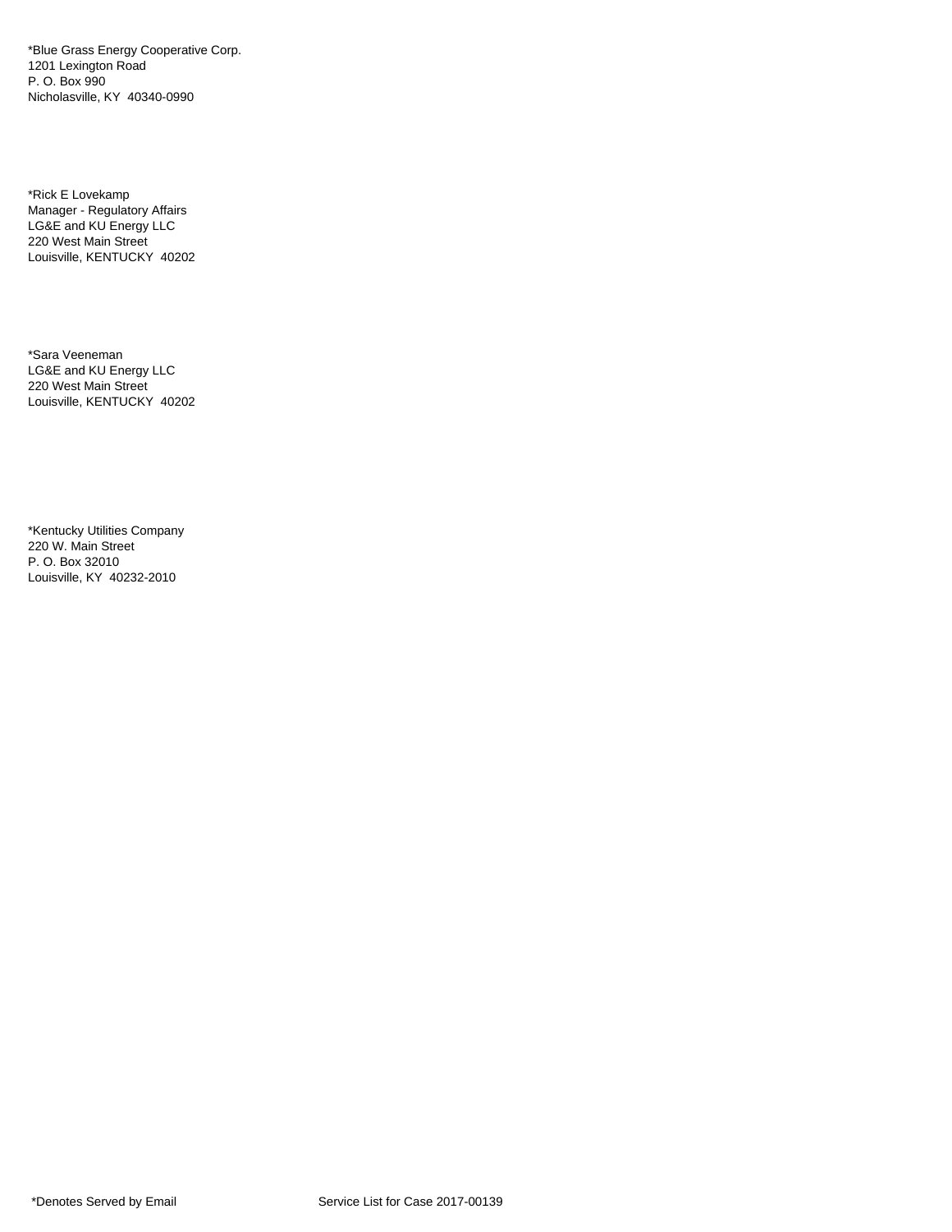*Blue Grass Energy Cooperative Corp.
1201 Lexington Road
P. O. Box 990
Nicholasville, KY 40340-0990

*Rick E Lovekamp
Manager - Regulatory Affairs
LG&E and KU Energy LLC
220 West Main Street
Louisville, KENTUCKY 40202

*Sara Veeneman
LG&E and KU Energy LLC
220 West Main Street
Louisville, KENTUCKY 40202

*Kentucky Utilities Company
220 W. Main Street
P. O. Box 32010
Louisville, KY 40232-2010

*Denotes Served by Email

Service List for Case 2017-00139